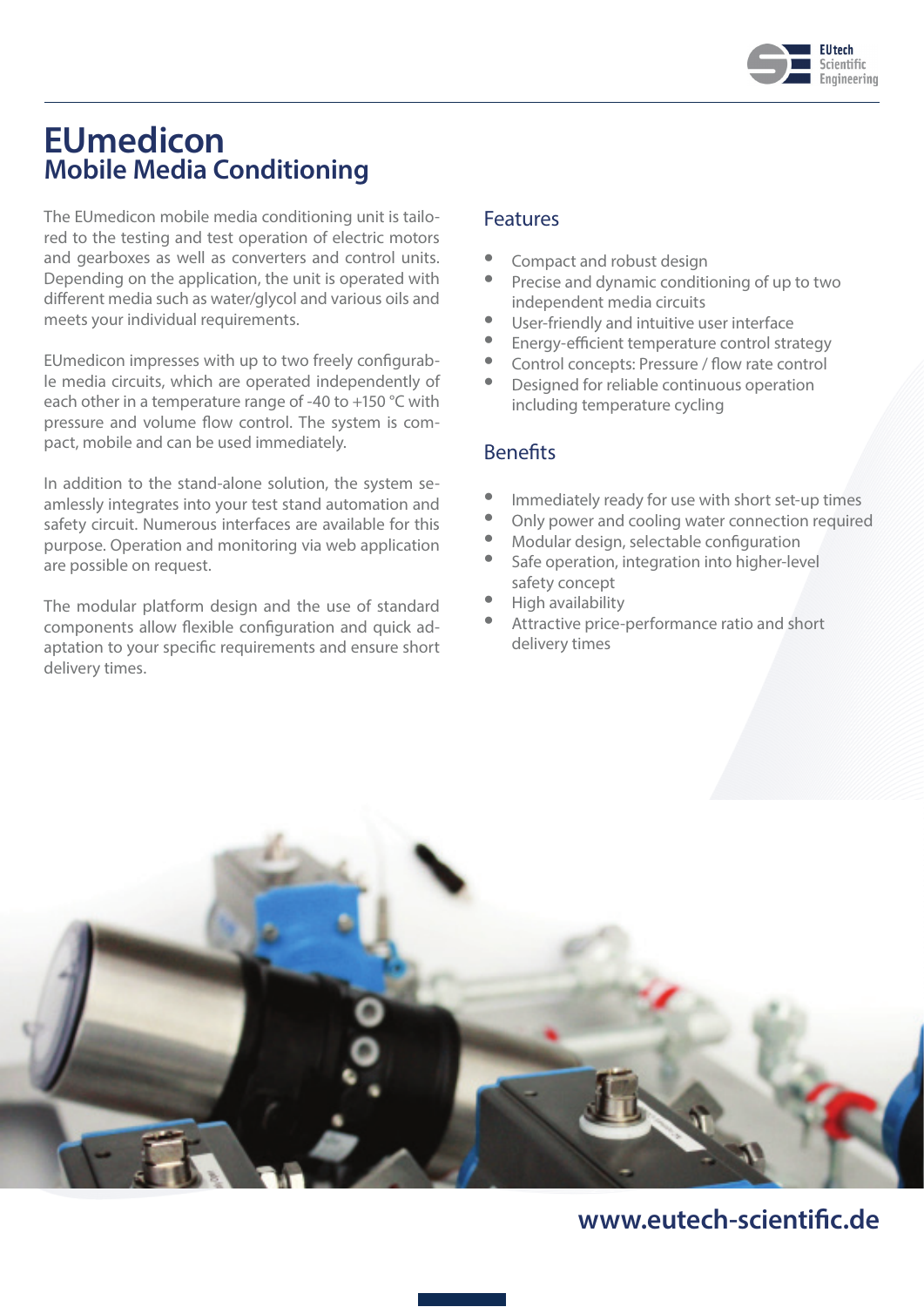# EUmedicon

## Mobile Media Conditioning

The EUmedicon mobile media conditioning unit is tailored to the testing and test operation of electric motors and gearboxes as well as converters and control units. Depending on the application, the unit is operated with different media such as water/glycol and various oils and meets your individual requirements.

EUmedicon impresses with up to two freely configurable media circuits, which are operated independently of each other in a temperature range of -40 to +150 °C with pressure and volume flow control. The system is compact, mobile and can be used immediately.

In addition to the stand-alone solution, the system seamlessly integrates into your test stand automation and safety circuit. Numerous interfaces are available for this purpose. Operation and monitoring via web application are possible on request.

The modular platform design and the use of standard components allow flexible configuration and quick adaptation to your specific requirements and ensure short delivery times.

### Features

- Compact and robust design
- Precise and dynamic conditioning of up to two independent media circuits
- User-friendly and intuitive user interface
- Energy-efficient temperature control strategy
- Control concepts: Pressure / flow rate control
- Designed for reliable continuous operation including temperature cycling

### Benefits

- Immediately ready for use with short set-up times
- Only power and cooling water connection required
- Modular design, selectable configuration
- Safe operation, integration into higher-level safety concept
- High availability
- Attractive price-performance ratio and short delivery times

**www.eutech-scientific.de**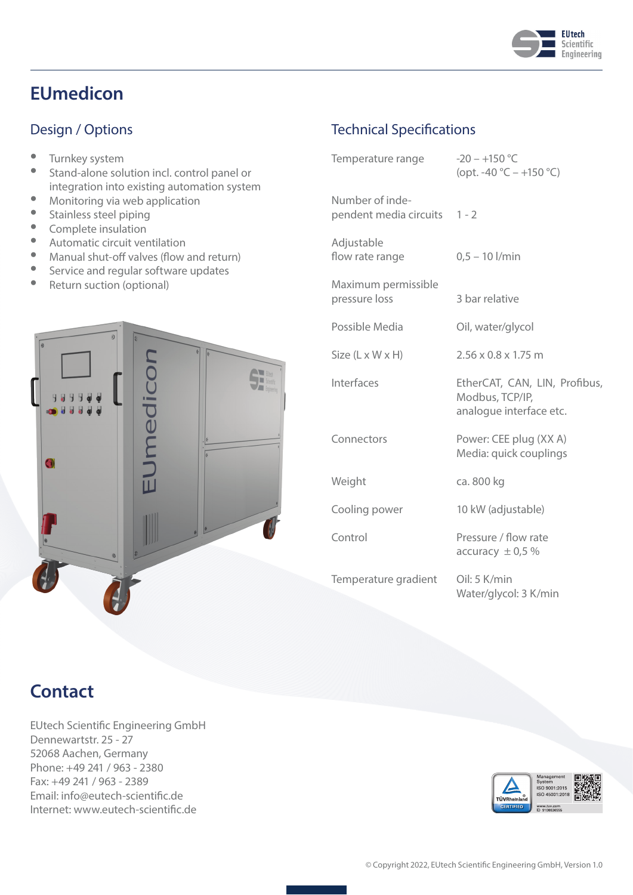# EUmedicon

## Design / Options

- Turnkey system
- Stand-alone solution incl. control panel or integration into existing automation system
- Monitoring via web application
- Stainless steel piping
- Complete insulation
- Automatic circuit ventilation
- Manual shut-off valves (flow and return)
- Service and regular software updates
- Return suction (optional)

## Technical Specifications

| | |
|---|---|
| Temperature range | -20 – +150 °C (opt. -40 °C – +150 °C) |
| Number of independent media circuits | 1 - 2 |
| Adjustable flow rate range | 0,5 – 10 l/min |
| Maximum permissible pressure loss | 3 bar relative |
| Possible Media | Oil, water/glycol |
| Size (L x W x H) | 2.56 x 0.8 x 1.75 m |
| Interfaces | EtherCAT, CAN, LIN, Profibus, Modbus, TCP/IP, analogue interface etc. |
| Connectors | Power: CEE plug (XX A)<br>Media: quick couplings |
| Weight | ca. 800 kg |
| Cooling power | 10 kW (adjustable) |
| Control | Pressure / flow rate accuracy ± 0,5 % |
| Temperature gradient | Oil: 5 K/min<br>Water/glycol: 3 K/min |

## Contact

EUtech Scientific Engineering GmbH
Dennewartstr. 25 - 27
52068 Aachen, Germany
Phone: +49 241 / 963 - 2380
Fax: +49 241 / 963 - 2389
Email: info@eutech-scientific.de
Internet: www.eutech-scientific.de

© Copyright 2022, EUtech Scientific Engineering GmbH, Version 1.0